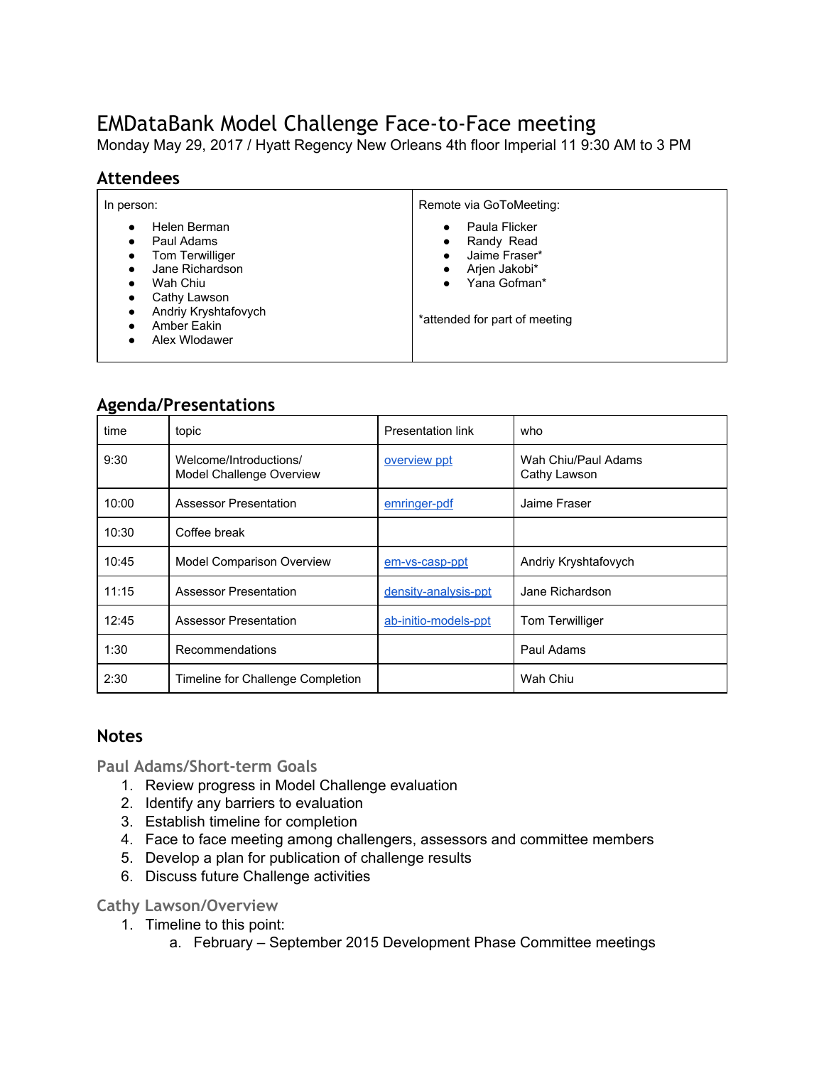# EMDataBank Model Challenge Face-to-Face meeting

Monday May 29, 2017 / Hyatt Regency New Orleans 4th floor Imperial 11 9:30 AM to 3 PM

## Attendees

| In person: | Remote via GoToMeeting: |
| --- | --- |
| • Helen Berman<br>• Paul Adams<br>• Tom Terwilliger<br>• Jane Richardson<br>• Wah Chiu<br>• Cathy Lawson<br>• Andriy Kryshtafovych<br>• Amber Eakin<br>• Alex Wlodawer | • Paula Flicker<br>• Randy Read<br>• Jaime Fraser*<br>• Arjen Jakobi*<br>• Yana Gofman*<br><br>*attended for part of meeting |

## Agenda/Presentations

| time | topic | Presentation link | who |
| --- | --- | --- | --- |
| 9:30 | Welcome/Introductions/<br>Model Challenge Overview | overview ppt | Wah Chiu/Paul Adams<br>Cathy Lawson |
| 10:00 | Assessor Presentation | emringer-pdf | Jaime Fraser |
| 10:30 | Coffee break | | |
| 10:45 | Model Comparison Overview | em-vs-casp-ppt | Andriy Kryshtafovych |
| 11:15 | Assessor Presentation | density-analysis-ppt | Jane Richardson |
| 12:45 | Assessor Presentation | ab-initio-models-ppt | Tom Terwilliger |
| 1:30 | Recommendations | | Paul Adams |
| 2:30 | Timeline for Challenge Completion | | Wah Chiu |

## Notes

### Paul Adams/Short-term Goals

1. Review progress in Model Challenge evaluation
2. Identify any barriers to evaluation
3. Establish timeline for completion
4. Face to face meeting among challengers, assessors and committee members
5. Develop a plan for publication of challenge results
6. Discuss future Challenge activities

### Cathy Lawson/Overview

1. Timeline to this point:
   a. February – September 2015 Development Phase Committee meetings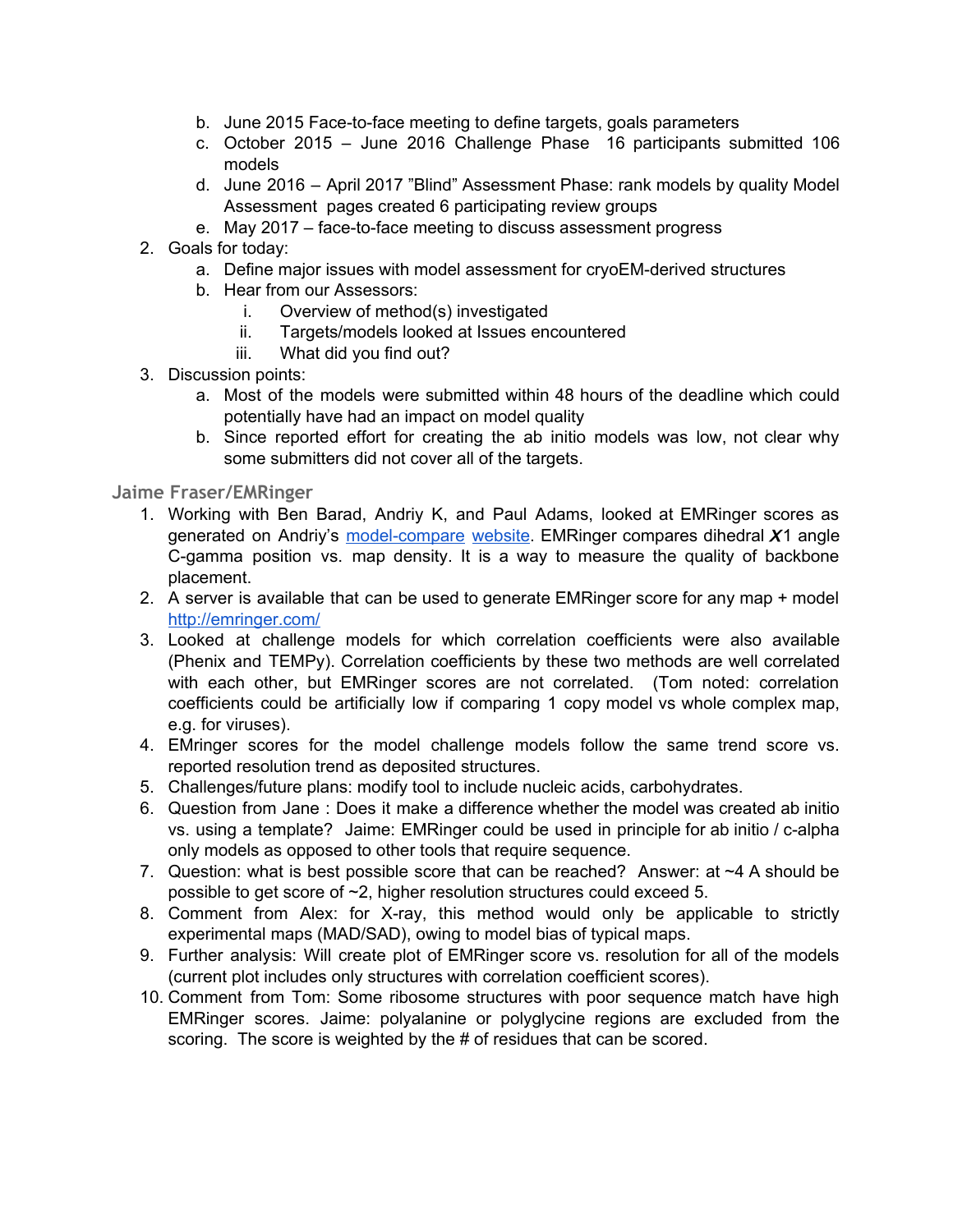b. June 2015 Face-to-face meeting to define targets, goals parameters
   c. October 2015 – June 2016 Challenge Phase 16 participants submitted 106 models
   d. June 2016 – April 2017 "Blind" Assessment Phase: rank models by quality Model Assessment pages created 6 participating review groups
   e. May 2017 – face-to-face meeting to discuss assessment progress
2. Goals for today:
   a. Define major issues with model assessment for cryoEM-derived structures
   b. Hear from our Assessors:
      i. Overview of method(s) investigated
      ii. Targets/models looked at Issues encountered
      iii. What did you find out?
3. Discussion points:
   a. Most of the models were submitted within 48 hours of the deadline which could potentially have had an impact on model quality
   b. Since reported effort for creating the ab initio models was low, not clear why some submitters did not cover all of the targets.

## Jaime Fraser/EMRinger

1. Working with Ben Barad, Andriy K, and Paul Adams, looked at EMRinger scores as generated on Andriy's [model-compare](#) [website](#). EMRinger compares dihedral $\chi$1 angle C-gamma position vs. map density. It is a way to measure the quality of backbone placement.
2. A server is available that can be used to generate EMRinger score for any map + model [http://emringer.com/](http://emringer.com/)
3. Looked at challenge models for which correlation coefficients were also available (Phenix and TEMPy). Correlation coefficients by these two methods are well correlated with each other, but EMRinger scores are not correlated. (Tom noted: correlation coefficients could be artificially low if comparing 1 copy model vs whole complex map, e.g. for viruses).
4. EMringer scores for the model challenge models follow the same trend score vs. reported resolution trend as deposited structures.
5. Challenges/future plans: modify tool to include nucleic acids, carbohydrates.
6. Question from Jane : Does it make a difference whether the model was created ab initio vs. using a template? Jaime: EMRinger could be used in principle for ab initio / c-alpha only models as opposed to other tools that require sequence.
7. Question: what is best possible score that can be reached? Answer: at ~4 A should be possible to get score of ~2, higher resolution structures could exceed 5.
8. Comment from Alex: for X-ray, this method would only be applicable to strictly experimental maps (MAD/SAD), owing to model bias of typical maps.
9. Further analysis: Will create plot of EMRinger score vs. resolution for all of the models (current plot includes only structures with correlation coefficient scores).
10. Comment from Tom: Some ribosome structures with poor sequence match have high EMRinger scores. Jaime: polyalanine or polyglycine regions are excluded from the scoring. The score is weighted by the # of residues that can be scored.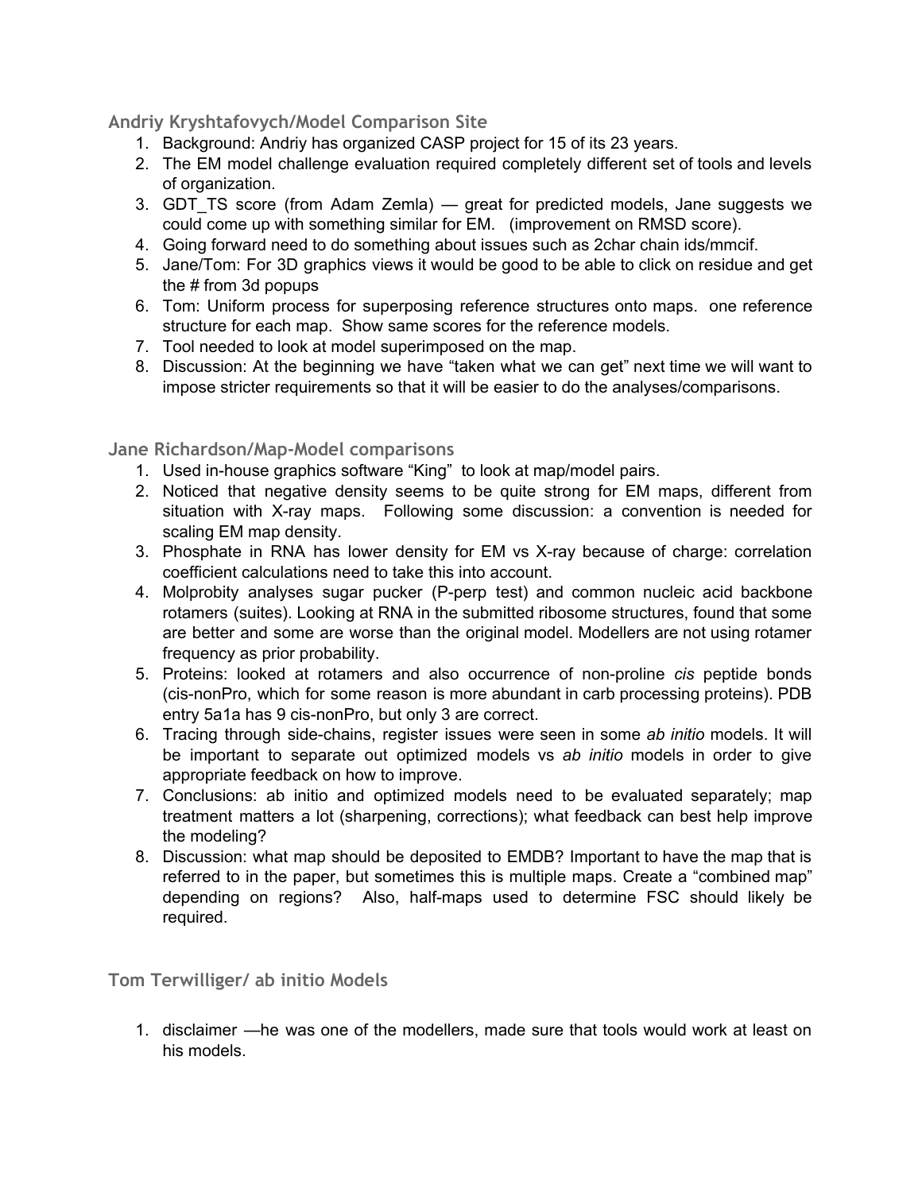### Andriy Kryshtafovych/Model Comparison Site

1. Background: Andriy has organized CASP project for 15 of its 23 years.
2. The EM model challenge evaluation required completely different set of tools and levels of organization.
3. GDT_TS score (from Adam Zemla) — great for predicted models, Jane suggests we could come up with something similar for EM. (improvement on RMSD score).
4. Going forward need to do something about issues such as 2char chain ids/mmcif.
5. Jane/Tom: For 3D graphics views it would be good to be able to click on residue and get the # from 3d popups
6. Tom: Uniform process for superposing reference structures onto maps. one reference structure for each map. Show same scores for the reference models.
7. Tool needed to look at model superimposed on the map.
8. Discussion: At the beginning we have "taken what we can get" next time we will want to impose stricter requirements so that it will be easier to do the analyses/comparisons.

### Jane Richardson/Map-Model comparisons

1. Used in-house graphics software "King" to look at map/model pairs.
2. Noticed that negative density seems to be quite strong for EM maps, different from situation with X-ray maps. Following some discussion: a convention is needed for scaling EM map density.
3. Phosphate in RNA has lower density for EM vs X-ray because of charge: correlation coefficient calculations need to take this into account.
4. Molprobity analyses sugar pucker (P-perp test) and common nucleic acid backbone rotamers (suites). Looking at RNA in the submitted ribosome structures, found that some are better and some are worse than the original model. Modellers are not using rotamer frequency as prior probability.
5. Proteins: looked at rotamers and also occurrence of non-proline *cis* peptide bonds (cis-nonPro, which for some reason is more abundant in carb processing proteins). PDB entry 5a1a has 9 cis-nonPro, but only 3 are correct.
6. Tracing through side-chains, register issues were seen in some *ab initio* models. It will be important to separate out optimized models vs *ab initio* models in order to give appropriate feedback on how to improve.
7. Conclusions: ab initio and optimized models need to be evaluated separately; map treatment matters a lot (sharpening, corrections); what feedback can best help improve the modeling?
8. Discussion: what map should be deposited to EMDB? Important to have the map that is referred to in the paper, but sometimes this is multiple maps. Create a "combined map" depending on regions? Also, half-maps used to determine FSC should likely be required.

### Tom Terwilliger/ ab initio Models

1. disclaimer —he was one of the modellers, made sure that tools would work at least on his models.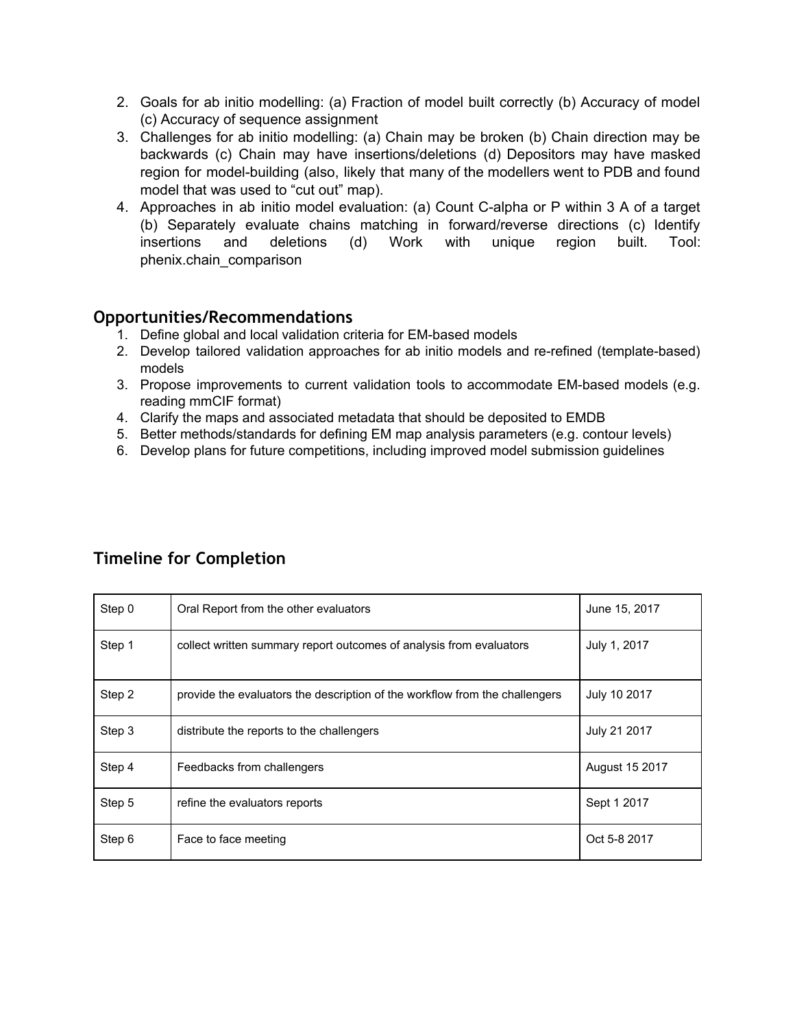2. Goals for ab initio modelling: (a) Fraction of model built correctly (b) Accuracy of model (c) Accuracy of sequence assignment
3. Challenges for ab initio modelling: (a) Chain may be broken (b) Chain direction may be backwards (c) Chain may have insertions/deletions (d) Depositors may have masked region for model-building (also, likely that many of the modellers went to PDB and found model that was used to "cut out" map).
4. Approaches in ab initio model evaluation: (a) Count C-alpha or P within 3 A of a target (b) Separately evaluate chains matching in forward/reverse directions (c) Identify insertions and deletions (d) Work with unique region built. Tool: phenix.chain_comparison

## Opportunities/Recommendations

1. Define global and local validation criteria for EM-based models
2. Develop tailored validation approaches for ab initio models and re-refined (template-based) models
3. Propose improvements to current validation tools to accommodate EM-based models (e.g. reading mmCIF format)
4. Clarify the maps and associated metadata that should be deposited to EMDB
5. Better methods/standards for defining EM map analysis parameters (e.g. contour levels)
6. Develop plans for future competitions, including improved model submission guidelines

## Timeline for Completion

| | | |
|---|---|---|
| Step 0 | Oral Report from the other evaluators | June 15, 2017 |
| Step 1 | collect written summary report outcomes of analysis from evaluators | July 1, 2017 |
| Step 2 | provide the evaluators the description of the workflow from the challengers | July 10 2017 |
| Step 3 | distribute the reports to the challengers | July 21 2017 |
| Step 4 | Feedbacks from challengers | August 15 2017 |
| Step 5 | refine the evaluators reports | Sept 1 2017 |
| Step 6 | Face to face meeting | Oct 5-8 2017 |